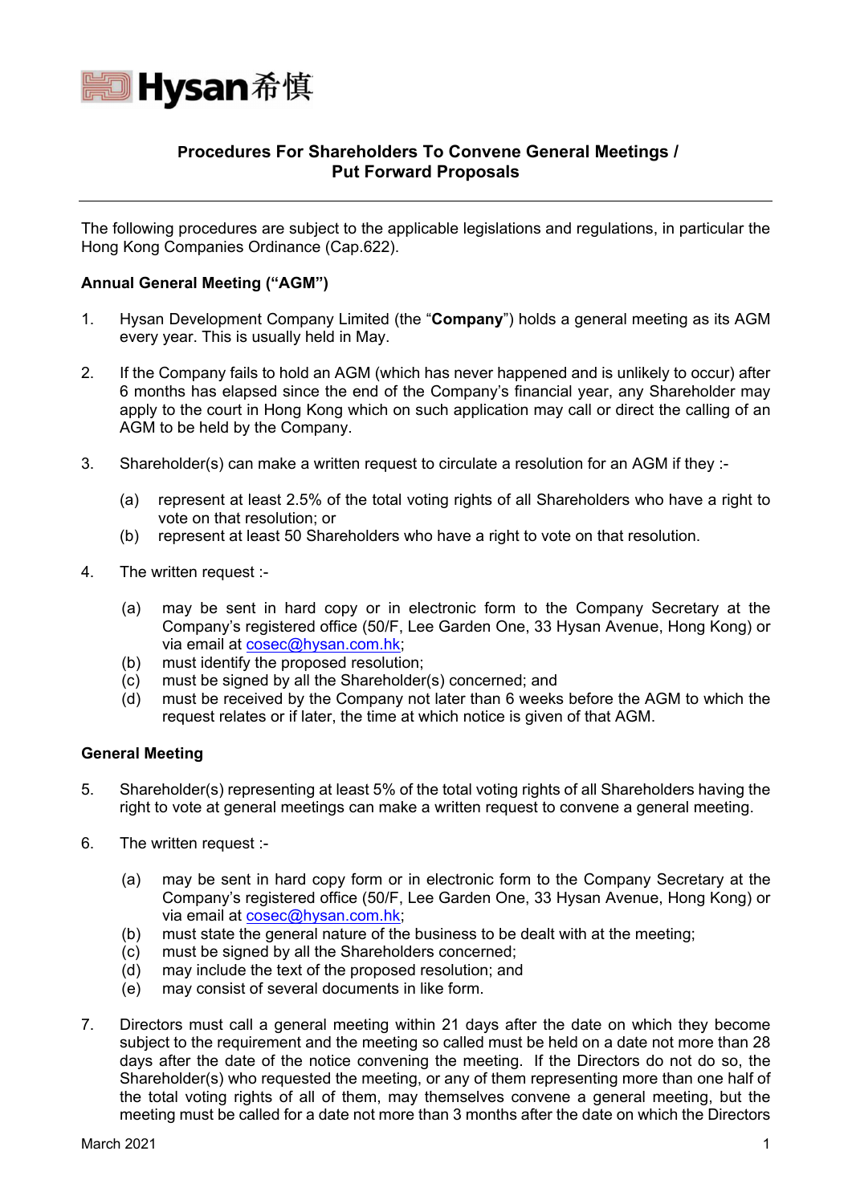Hysan 希慎

# Procedures For Shareholders To Convene General Meetings / Put Forward Proposals

---

The following procedures are subject to the applicable legislations and regulations, in particular the Hong Kong Companies Ordinance (Cap.622).

## Annual General Meeting (“AGM”)

1. Hysan Development Company Limited (the “**Company**”) holds a general meeting as its AGM every year. This is usually held in May.

2. If the Company fails to hold an AGM (which has never happened and is unlikely to occur) after 6 months has elapsed since the end of the Company’s financial year, any Shareholder may apply to the court in Hong Kong which on such application may call or direct the calling of an AGM to be held by the Company.

3. Shareholder(s) can make a written request to circulate a resolution for an AGM if they :-

   (a) represent at least 2.5% of the total voting rights of all Shareholders who have a right to vote on that resolution; or
   
   (b) represent at least 50 Shareholders who have a right to vote on that resolution.

4. The written request :-

   (a) may be sent in hard copy or in electronic form to the Company Secretary at the Company’s registered office (50/F, Lee Garden One, 33 Hysan Avenue, Hong Kong) or via email at cosec@hysan.com.hk;
   
   (b) must identify the proposed resolution;
   
   (c) must be signed by all the Shareholder(s) concerned; and
   
   (d) must be received by the Company not later than 6 weeks before the AGM to which the request relates or if later, the time at which notice is given of that AGM.

## General Meeting

5. Shareholder(s) representing at least 5% of the total voting rights of all Shareholders having the right to vote at general meetings can make a written request to convene a general meeting.

6. The written request :-

   (a) may be sent in hard copy form or in electronic form to the Company Secretary at the Company’s registered office (50/F, Lee Garden One, 33 Hysan Avenue, Hong Kong) or via email at cosec@hysan.com.hk;
   
   (b) must state the general nature of the business to be dealt with at the meeting;
   
   (c) must be signed by all the Shareholders concerned;
   
   (d) may include the text of the proposed resolution; and
   
   (e) may consist of several documents in like form.

7. Directors must call a general meeting within 21 days after the date on which they become subject to the requirement and the meeting so called must be held on a date not more than 28 days after the date of the notice convening the meeting. If the Directors do not do so, the Shareholder(s) who requested the meeting, or any of them representing more than one half of the total voting rights of all of them, may themselves convene a general meeting, but the meeting must be called for a date not more than 3 months after the date on which the Directors

March 2021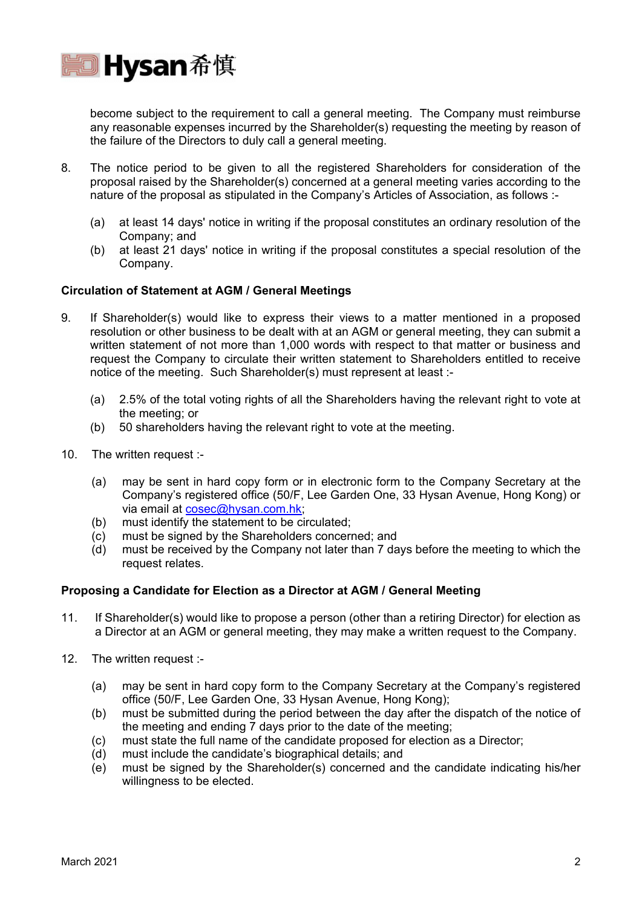become subject to the requirement to call a general meeting. The Company must reimburse any reasonable expenses incurred by the Shareholder(s) requesting the meeting by reason of the failure of the Directors to duly call a general meeting.

8. The notice period to be given to all the registered Shareholders for consideration of the proposal raised by the Shareholder(s) concerned at a general meeting varies according to the nature of the proposal as stipulated in the Company's Articles of Association, as follows :-

   (a) at least 14 days' notice in writing if the proposal constitutes an ordinary resolution of the Company; and
   (b) at least 21 days' notice in writing if the proposal constitutes a special resolution of the Company.

**Circulation of Statement at AGM / General Meetings**

9. If Shareholder(s) would like to express their views to a matter mentioned in a proposed resolution or other business to be dealt with at an AGM or general meeting, they can submit a written statement of not more than 1,000 words with respect to that matter or business and request the Company to circulate their written statement to Shareholders entitled to receive notice of the meeting. Such Shareholder(s) must represent at least :-

   (a) 2.5% of the total voting rights of all the Shareholders having the relevant right to vote at the meeting; or
   (b) 50 shareholders having the relevant right to vote at the meeting.

10. The written request :-

    (a) may be sent in hard copy form or in electronic form to the Company Secretary at the Company's registered office (50/F, Lee Garden One, 33 Hysan Avenue, Hong Kong) or via email at cosec@hysan.com.hk;
    (b) must identify the statement to be circulated;
    (c) must be signed by the Shareholders concerned; and
    (d) must be received by the Company not later than 7 days before the meeting to which the request relates.

**Proposing a Candidate for Election as a Director at AGM / General Meeting**

11. If Shareholder(s) would like to propose a person (other than a retiring Director) for election as a Director at an AGM or general meeting, they may make a written request to the Company.

12. The written request :-

    (a) may be sent in hard copy form to the Company Secretary at the Company's registered office (50/F, Lee Garden One, 33 Hysan Avenue, Hong Kong);
    (b) must be submitted during the period between the day after the dispatch of the notice of the meeting and ending 7 days prior to the date of the meeting;
    (c) must state the full name of the candidate proposed for election as a Director;
    (d) must include the candidate's biographical details; and
    (e) must be signed by the Shareholder(s) concerned and the candidate indicating his/her willingness to be elected.

March 2021